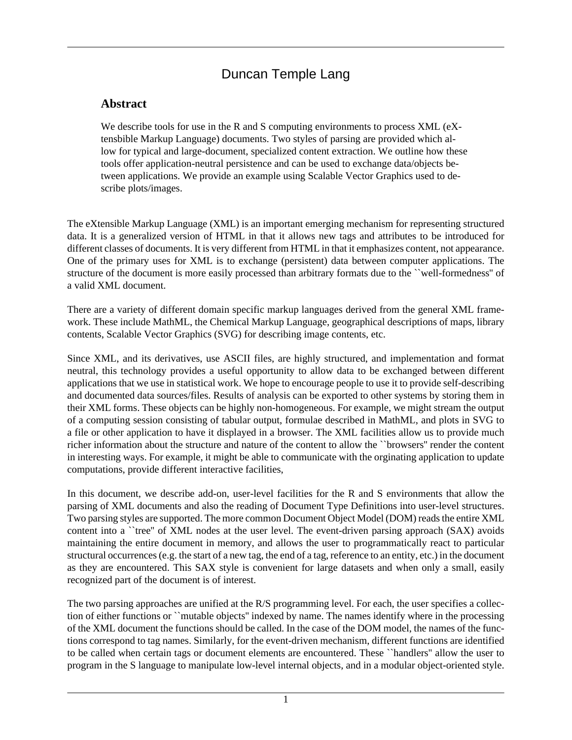# Duncan Temple Lang

## Abstract

We describe tools for use in the R and S computing environments to process XML (eXtensbible Markup Language) documents. Two styles of parsing are provided which allow for typical and large-document, specialized content extraction. We outline how these tools offer application-neutral persistence and can be used to exchange data/objects between applications. We provide an example using Scalable Vector Graphics used to describe plots/images.

The eXtensible Markup Language (XML) is an important emerging mechanism for representing structured data. It is a generalized version of HTML in that it allows new tags and attributes to be introduced for different classes of documents. It is very different from HTML in that it emphasizes content, not appearance. One of the primary uses for XML is to exchange (persistent) data between computer applications. The structure of the document is more easily processed than arbitrary formats due to the ``well-formedness'' of a valid XML document.

There are a variety of different domain specific markup languages derived from the general XML framework. These include MathML, the Chemical Markup Language, geographical descriptions of maps, library contents, Scalable Vector Graphics (SVG) for describing image contents, etc.

Since XML, and its derivatives, use ASCII files, are highly structured, and implementation and format neutral, this technology provides a useful opportunity to allow data to be exchanged between different applications that we use in statistical work. We hope to encourage people to use it to provide self-describing and documented data sources/files. Results of analysis can be exported to other systems by storing them in their XML forms. These objects can be highly non-homogeneous. For example, we might stream the output of a computing session consisting of tabular output, formulae described in MathML, and plots in SVG to a file or other application to have it displayed in a browser. The XML facilities allow us to provide much richer information about the structure and nature of the content to allow the ``browsers'' render the content in interesting ways. For example, it might be able to communicate with the orginating application to update computations, provide different interactive facilities,

In this document, we describe add-on, user-level facilities for the R and S environments that allow the parsing of XML documents and also the reading of Document Type Definitions into user-level structures. Two parsing styles are supported. The more common Document Object Model (DOM) reads the entire XML content into a ``tree'' of XML nodes at the user level. The event-driven parsing approach (SAX) avoids maintaining the entire document in memory, and allows the user to programmatically react to particular structural occurrences (e.g. the start of a new tag, the end of a tag, reference to an entity, etc.) in the document as they are encountered. This SAX style is convenient for large datasets and when only a small, easily recognized part of the document is of interest.

The two parsing approaches are unified at the R/S programming level. For each, the user specifies a collection of either functions or ``mutable objects'' indexed by name. The names identify where in the processing of the XML document the functions should be called. In the case of the DOM model, the names of the functions correspond to tag names. Similarly, for the event-driven mechanism, different functions are identified to be called when certain tags or document elements are encountered. These ``handlers'' allow the user to program in the S language to manipulate low-level internal objects, and in a modular object-oriented style.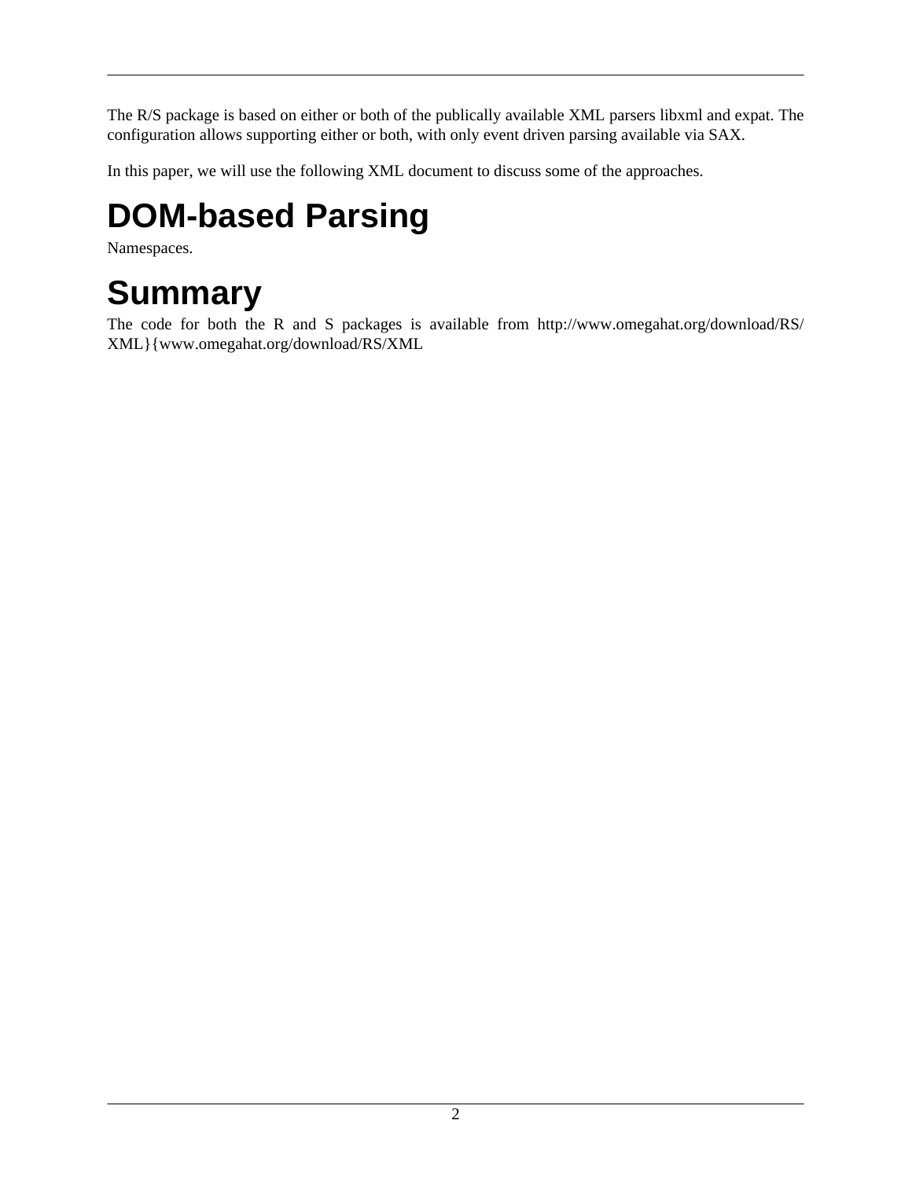The R/S package is based on either or both of the publically available XML parsers libxml and expat. The configuration allows supporting either or both, with only event driven parsing available via SAX.

In this paper, we will use the following XML document to discuss some of the approaches.

# DOM-based Parsing

Namespaces.

# Summary

The code for both the R and S packages is available from http://www.omegahat.org/download/RS/XML}{www.omegahat.org/download/RS/XML